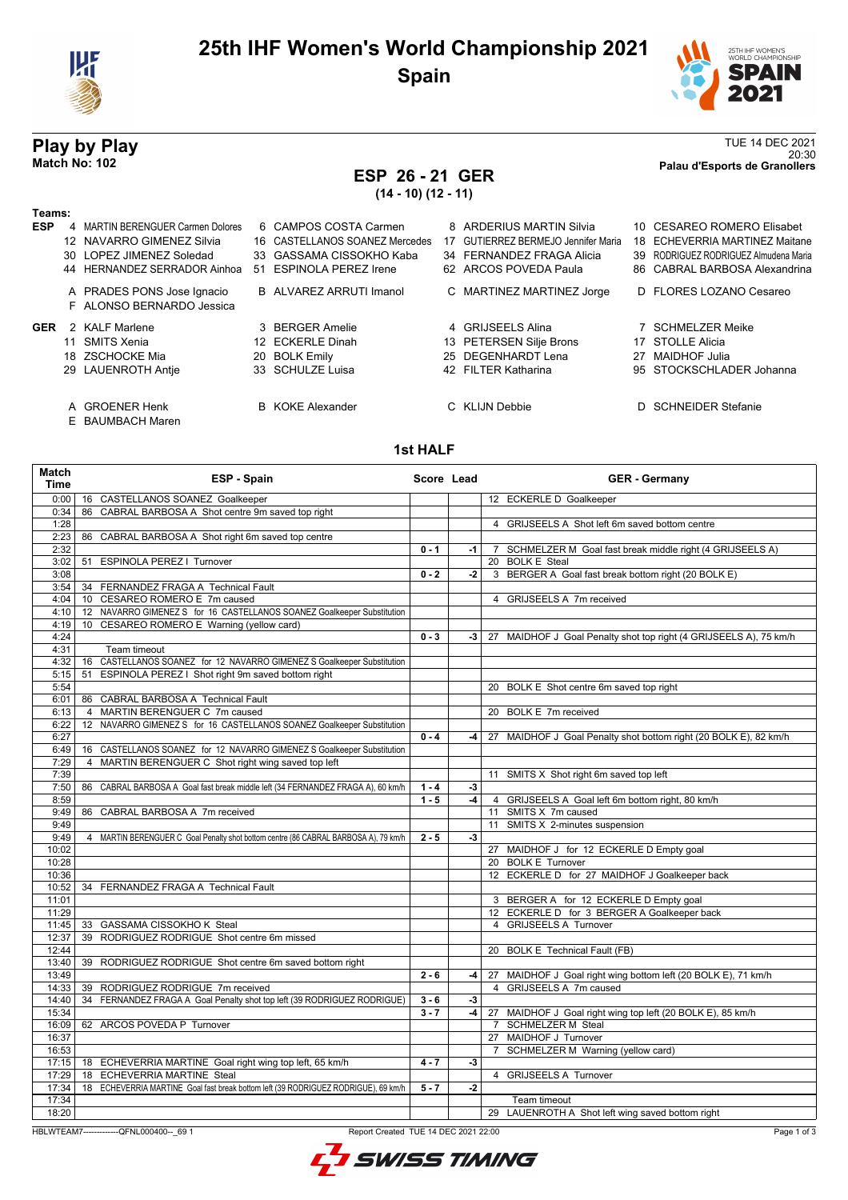# 25th IHF Women's World Championship 2021

## Spain

## Play by Play

**Match No: 102**

TUE 14 DEC 2021
20:30
**Palau d'Esports de Granollers**

### ESP 26 - 21 GER
**(14 - 10) (12 - 11)**

**Teams:**

**ESP**
4 MARTIN BERENGUER Carmen Dolores, 6 CAMPOS COSTA Carmen, 8 ARDERIUS MARTIN Silvia, 10 CESAREO ROMERO Elisabet
12 NAVARRO GIMENEZ Silvia, 16 CASTELLANOS SOANEZ Mercedes, 17 GUTIERREZ BERMEJO Jennifer Maria, 18 ECHEVERRIA MARTINEZ Maitane
30 LOPEZ JIMENEZ Soledad, 33 GASSAMA CISSOKHO Kaba, 34 FERNANDEZ FRAGA Alicia, 39 RODRIGUEZ RODRIGUEZ Almudena Maria
44 HERNANDEZ SERRADOR Ainhoa, 51 ESPINOLA PEREZ Irene, 62 ARCOS POVEDA Paula, 86 CABRAL BARBOSA Alexandrina

A PRADES PONS Jose Ignacio, B ALVAREZ ARRUTI Imanol, C MARTINEZ MARTINEZ Jorge, D FLORES LOZANO Cesareo
F ALONSO BERNARDO Jessica

**GER**
2 KALF Marlene, 3 BERGER Amelie, 4 GRIJSEELS Alina, 7 SCHMELZER Meike
11 SMITS Xenia, 12 ECKERLE Dinah, 13 PETERSEN Silje Brons, 17 STOLLE Alicia
18 ZSCHOCKE Mia, 20 BOLK Emily, 25 DEGENHARDT Lena, 27 MAIDHOF Julia
29 LAUENROTH Antje, 33 SCHULZE Luisa, 42 FILTER Katharina, 95 STOCKSCHLADER Johanna

A GROENER Henk, B KOKE Alexander, C KLIJN Debbie, D SCHNEIDER Stefanie
E BAUMBACH Maren

### 1st HALF

| Match Time | ESP - Spain | Score | Lead | GER - Germany |
|---|---|---|---|---|
| 0:00 | 16 CASTELLANOS SOANEZ Goalkeeper | | | 12 ECKERLE D Goalkeeper |
| 0:34 | 86 CABRAL BARBOSA A Shot centre 9m saved top right | | | |
| 1:28 | | | | 4 GRIJSEELS A Shot left 6m saved bottom centre |
| 2:23 | 86 CABRAL BARBOSA A Shot right 6m saved top centre | | | |
| 2:32 | | 0 - 1 | -1 | 7 SCHMELZER M Goal fast break middle right (4 GRIJSEELS A) |
| 3:02 | 51 ESPINOLA PEREZ I Turnover | | | 20 BOLK E Steal |
| 3:08 | | 0 - 2 | -2 | 3 BERGER A Goal fast break bottom right (20 BOLK E) |
| 3:54 | 34 FERNANDEZ FRAGA A Technical Fault | | | |
| 4:04 | 10 CESAREO ROMERO E 7m caused | | | 4 GRIJSEELS A 7m received |
| 4:10 | 12 NAVARRO GIMENEZ S for 16 CASTELLANOS SOANEZ Goalkeeper Substitution | | | |
| 4:19 | 10 CESAREO ROMERO E Warning (yellow card) | | | |
| 4:24 | | 0 - 3 | -3 | 27 MAIDHOF J Goal Penalty shot top right (4 GRIJSEELS A), 75 km/h |
| 4:31 | Team timeout | | | |
| 4:32 | 16 CASTELLANOS SOANEZ for 12 NAVARRO GIMENEZ S Goalkeeper Substitution | | | |
| 5:15 | 51 ESPINOLA PEREZ I Shot right 9m saved bottom right | | | |
| 5:54 | | | | 20 BOLK E Shot centre 6m saved top right |
| 6:01 | 86 CABRAL BARBOSA A Technical Fault | | | |
| 6:13 | 4 MARTIN BERENGUER C 7m caused | | | 20 BOLK E 7m received |
| 6:22 | 12 NAVARRO GIMENEZ S for 16 CASTELLANOS SOANEZ Goalkeeper Substitution | | | |
| 6:27 | | 0 - 4 | -4 | 27 MAIDHOF J Goal Penalty shot bottom right (20 BOLK E), 82 km/h |
| 6:49 | 16 CASTELLANOS SOANEZ for 12 NAVARRO GIMENEZ S Goalkeeper Substitution | | | |
| 7:29 | 4 MARTIN BERENGUER C Shot right wing saved top left | | | |
| 7:39 | | | | 11 SMITS X Shot right 6m saved top left |
| 7:50 | 86 CABRAL BARBOSA A Goal fast break middle left (34 FERNANDEZ FRAGA A), 60 km/h | 1 - 4 | -3 | |
| 8:59 | | 1 - 5 | -4 | 4 GRIJSEELS A Goal left 6m bottom right, 80 km/h |
| 9:49 | 86 CABRAL BARBOSA A 7m received | | | 11 SMITS X 7m caused |
| 9:49 | | | | 11 SMITS X 2-minutes suspension |
| 9:49 | 4 MARTIN BERENGUER C Goal Penalty shot bottom centre (86 CABRAL BARBOSA A), 79 km/h | 2 - 5 | -3 | |
| 10:02 | | | | 27 MAIDHOF J for 12 ECKERLE D Empty goal |
| 10:28 | | | | 20 BOLK E Turnover |
| 10:36 | | | | 12 ECKERLE D for 27 MAIDHOF J Goalkeeper back |
| 10:52 | 34 FERNANDEZ FRAGA A Technical Fault | | | |
| 11:01 | | | | 3 BERGER A for 12 ECKERLE D Empty goal |
| 11:29 | | | | 12 ECKERLE D for 3 BERGER A Goalkeeper back |
| 11:45 | 33 GASSAMA CISSOKHO K Steal | | | 4 GRIJSEELS A Turnover |
| 12:37 | 39 RODRIGUEZ RODRIGUE Shot centre 6m missed | | | |
| 12:44 | | | | 20 BOLK E Technical Fault (FB) |
| 13:40 | 39 RODRIGUEZ RODRIGUE Shot centre 6m saved bottom right | | | |
| 13:49 | | 2 - 6 | -4 | 27 MAIDHOF J Goal right wing bottom left (20 BOLK E), 71 km/h |
| 14:33 | 39 RODRIGUEZ RODRIGUE 7m received | | | 4 GRIJSEELS A 7m caused |
| 14:40 | 34 FERNANDEZ FRAGA A Goal Penalty shot top left (39 RODRIGUEZ RODRIGUE) | 3 - 6 | -3 | |
| 15:34 | | 3 - 7 | -4 | 27 MAIDHOF J Goal right wing top left (20 BOLK E), 85 km/h |
| 16:09 | 62 ARCOS POVEDA P Turnover | | | 7 SCHMELZER M Steal |
| 16:37 | | | | 27 MAIDHOF J Turnover |
| 16:53 | | | | 7 SCHMELZER M Warning (yellow card) |
| 17:15 | 18 ECHEVERRIA MARTINE Goal right wing top left, 65 km/h | 4 - 7 | -3 | |
| 17:29 | 18 ECHEVERRIA MARTINE Steal | | | 4 GRIJSEELS A Turnover |
| 17:34 | 18 ECHEVERRIA MARTINE Goal fast break bottom left (39 RODRIGUEZ RODRIGUE), 69 km/h | 5 - 7 | -2 | |
| 17:34 | | | | Team timeout |
| 18:20 | | | | 29 LAUENROTH A Shot left wing saved bottom right |

HBLWTEAM7-------------QFNL000400--_69 1 Report Created TUE 14 DEC 2021 22:00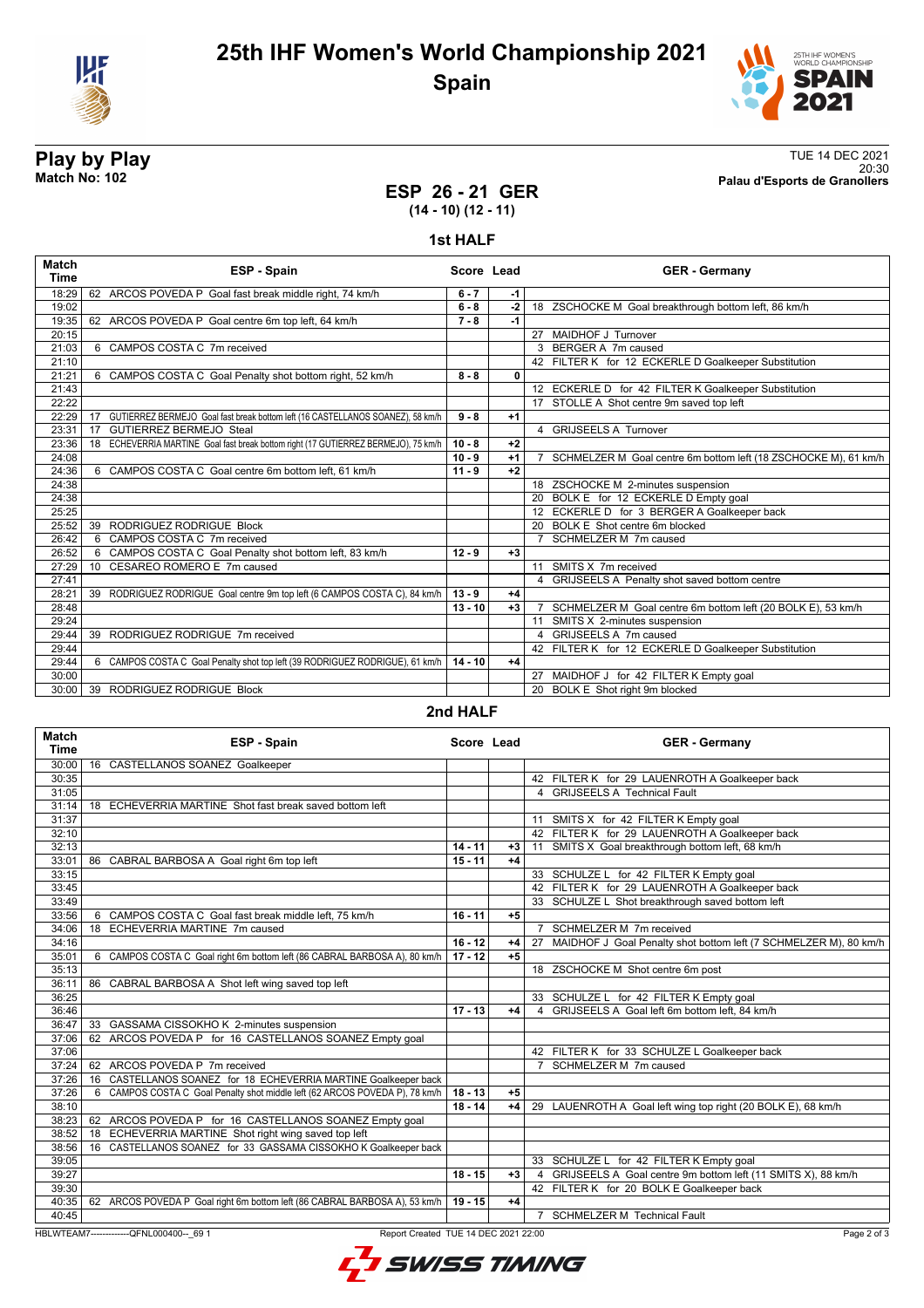# 25th IHF Women's World Championship 2021

**Spain**

## Play by Play

**Match No: 102**

TUE 14 DEC 2021
20:30
**Palau d'Esports de Granollers**

## ESP 26 - 21 GER

**(14 - 10) (12 - 11)**

### 1st HALF

| Match Time | ESP - Spain | Score | Lead | GER - Germany |
|---|---|---|---|---|
| 18:29 | 62 ARCOS POVEDA P Goal fast break middle right, 74 km/h | 6 - 7 | -1 | |
| 19:02 | | 6 - 8 | -2 | 18 ZSCHOCKE M Goal breakthrough bottom left, 86 km/h |
| 19:35 | 62 ARCOS POVEDA P Goal centre 6m top left, 64 km/h | 7 - 8 | -1 | |
| 20:15 | | | | 27 MAIDHOF J Turnover |
| 21:03 | 6 CAMPOS COSTA C 7m received | | | 3 BERGER A 7m caused |
| 21:10 | | | | 42 FILTER K for 12 ECKERLE D Goalkeeper Substitution |
| 21:21 | 6 CAMPOS COSTA C Goal Penalty shot bottom right, 52 km/h | 8 - 8 | 0 | |
| 21:43 | | | | 12 ECKERLE D for 42 FILTER K Goalkeeper Substitution |
| 22:22 | | | | 17 STOLLE A Shot centre 9m saved top left |
| 22:29 | 17 GUTIERREZ BERMEJO Goal fast break bottom left (16 CASTELLANOS SOANEZ), 58 km/h | 9 - 8 | +1 | |
| 23:31 | 17 GUTIERREZ BERMEJO Steal | | | 4 GRIJSEELS A Turnover |
| 23:36 | 18 ECHEVERRIA MARTINE Goal fast break bottom right (17 GUTIERREZ BERMEJO), 75 km/h | 10 - 8 | +2 | |
| 24:08 | | 10 - 9 | +1 | 7 SCHMELZER M Goal centre 6m bottom left (18 ZSCHOCKE M), 61 km/h |
| 24:36 | 6 CAMPOS COSTA C Goal centre 6m bottom left, 61 km/h | 11 - 9 | +2 | |
| 24:38 | | | | 18 ZSCHOCKE M 2-minutes suspension |
| 24:38 | | | | 20 BOLK E for 12 ECKERLE D Empty goal |
| 25:25 | | | | 12 ECKERLE D for 3 BERGER A Goalkeeper back |
| 25:52 | 39 RODRIGUEZ RODRIGUE Block | | | 20 BOLK E Shot centre 6m blocked |
| 26:42 | 6 CAMPOS COSTA C 7m received | | | 7 SCHMELZER M 7m caused |
| 26:52 | 6 CAMPOS COSTA C Goal Penalty shot bottom left, 83 km/h | 12 - 9 | +3 | |
| 27:29 | 10 CESAREO ROMERO E 7m caused | | | 11 SMITS X 7m received |
| 27:41 | | | | 4 GRIJSEELS A Penalty shot saved bottom centre |
| 28:21 | 39 RODRIGUEZ RODRIGUE Goal centre 9m top left (6 CAMPOS COSTA C), 84 km/h | 13 - 9 | +4 | |
| 28:48 | | 13 - 10 | +3 | 7 SCHMELZER M Goal centre 6m bottom left (20 BOLK E), 53 km/h |
| 29:24 | | | | 11 SMITS X 2-minutes suspension |
| 29:44 | 39 RODRIGUEZ RODRIGUE 7m received | | | 4 GRIJSEELS A 7m caused |
| 29:44 | | | | 42 FILTER K for 12 ECKERLE D Goalkeeper Substitution |
| 29:44 | 6 CAMPOS COSTA C Goal Penalty shot top left (39 RODRIGUEZ RODRIGUE), 61 km/h | 14 - 10 | +4 | |
| 30:00 | | | | 27 MAIDHOF J for 42 FILTER K Empty goal |
| 30:00 | 39 RODRIGUEZ RODRIGUE Block | | | 20 BOLK E Shot right 9m blocked |

### 2nd HALF

| Match Time | ESP - Spain | Score | Lead | GER - Germany |
|---|---|---|---|---|
| 30:00 | 16 CASTELLANOS SOANEZ Goalkeeper | | | |
| 30:35 | | | | 42 FILTER K for 29 LAUENROTH A Goalkeeper back |
| 31:05 | | | | 4 GRIJSEELS A Technical Fault |
| 31:14 | 18 ECHEVERRIA MARTINE Shot fast break saved bottom left | | | |
| 31:37 | | | | 11 SMITS X for 42 FILTER K Empty goal |
| 32:10 | | | | 42 FILTER K for 29 LAUENROTH A Goalkeeper back |
| 32:13 | | 14 - 11 | +3 | 11 SMITS X Goal breakthrough bottom left, 68 km/h |
| 33:01 | 86 CABRAL BARBOSA A Goal right 6m top left | 15 - 11 | +4 | |
| 33:15 | | | | 33 SCHULZE L for 42 FILTER K Empty goal |
| 33:45 | | | | 42 FILTER K for 29 LAUENROTH A Goalkeeper back |
| 33:49 | | | | 33 SCHULZE L Shot breakthrough saved bottom left |
| 33:56 | 6 CAMPOS COSTA C Goal fast break middle left, 75 km/h | 16 - 11 | +5 | |
| 34:06 | 18 ECHEVERRIA MARTINE 7m caused | | | 7 SCHMELZER M 7m received |
| 34:16 | | 16 - 12 | +4 | 27 MAIDHOF J Goal Penalty shot bottom left (7 SCHMELZER M), 80 km/h |
| 35:01 | 6 CAMPOS COSTA C Goal right 6m bottom left (86 CABRAL BARBOSA A), 80 km/h | 17 - 12 | +5 | |
| 35:13 | | | | 18 ZSCHOCKE M Shot centre 6m post |
| 36:11 | 86 CABRAL BARBOSA A Shot left wing saved top left | | | |
| 36:25 | | | | 33 SCHULZE L for 42 FILTER K Empty goal |
| 36:46 | | 17 - 13 | +4 | 4 GRIJSEELS A Goal left 6m bottom left, 84 km/h |
| 36:47 | 33 GASSAMA CISSOKHO K 2-minutes suspension | | | |
| 37:06 | 62 ARCOS POVEDA P for 16 CASTELLANOS SOANEZ Empty goal | | | |
| 37:06 | | | | 42 FILTER K for 33 SCHULZE L Goalkeeper back |
| 37:24 | 62 ARCOS POVEDA P 7m received | | | 7 SCHMELZER M 7m caused |
| 37:26 | 16 CASTELLANOS SOANEZ for 18 ECHEVERRIA MARTINE Goalkeeper back | | | |
| 37:26 | 6 CAMPOS COSTA C Goal Penalty shot middle left (62 ARCOS POVEDA P), 78 km/h | 18 - 13 | +5 | |
| 38:10 | | 18 - 14 | +4 | 29 LAUENROTH A Goal left wing top right (20 BOLK E), 68 km/h |
| 38:23 | 62 ARCOS POVEDA P for 16 CASTELLANOS SOANEZ Empty goal | | | |
| 38:52 | 18 ECHEVERRIA MARTINE Shot right wing saved top left | | | |
| 38:56 | 16 CASTELLANOS SOANEZ for 33 GASSAMA CISSOKHO K Goalkeeper back | | | |
| 39:05 | | | | 33 SCHULZE L for 42 FILTER K Empty goal |
| 39:27 | | 18 - 15 | +3 | 4 GRIJSEELS A Goal centre 9m bottom left (11 SMITS X), 88 km/h |
| 39:30 | | | | 42 FILTER K for 20 BOLK E Goalkeeper back |
| 40:35 | 62 ARCOS POVEDA P Goal right 6m bottom left (86 CABRAL BARBOSA A), 53 km/h | 19 - 15 | +4 | |
| 40:45 | | | | 7 SCHMELZER M Technical Fault |

HBLWTEAM7-------------QFNL000400--_69 1 Report Created TUE 14 DEC 2021 22:00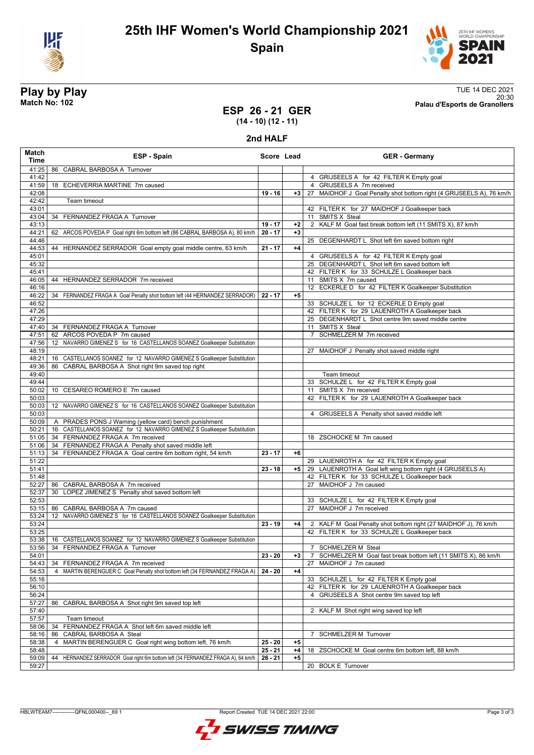# 25th IHF Women's World Championship 2021

**Spain**

## Play by Play

**Match No: 102**

TUE 14 DEC 2021
20:30
**Palau d'Esports de Granollers**

## ESP 26 - 21 GER

**(14 - 10) (12 - 11)**

### 2nd HALF

| Match Time | ESP - Spain | Score | Lead | GER - Germany |
|---|---|---|---|---|
| 41:25 | 86 CABRAL BARBOSA A Turnover | | | |
| 41:42 | | | | 4 GRIJSEELS A for 42 FILTER K Empty goal |
| 41:59 | 18 ECHEVERRIA MARTINE 7m caused | | | 4 GRIJSEELS A 7m received |
| 42:08 | | 19 - 16 | +3 | 27 MAIDHOF J Goal Penalty shot bottom right (4 GRIJSEELS A), 76 km/h |
| 42:42 | Team timeout | | | |
| 43:01 | | | | 42 FILTER K for 27 MAIDHOF J Goalkeeper back |
| 43:04 | 34 FERNANDEZ FRAGA A Turnover | | | 11 SMITS X Steal |
| 43:13 | | 19 - 17 | +2 | 2 KALF M Goal fast break bottom left (11 SMITS X), 87 km/h |
| 44:21 | 62 ARCOS POVEDA P Goal right 6m bottom left (86 CABRAL BARBOSA A), 80 km/h | 20 - 17 | +3 | |
| 44:46 | | | | 25 DEGENHARDT L Shot left 6m saved bottom right |
| 44:53 | 44 HERNANDEZ SERRADOR Goal empty goal middle centre, 63 km/h | 21 - 17 | +4 | |
| 45:01 | | | | 4 GRIJSEELS A for 42 FILTER K Empty goal |
| 45:32 | | | | 25 DEGENHARDT L Shot left 6m saved bottom left |
| 45:41 | | | | 42 FILTER K for 33 SCHULZE L Goalkeeper back |
| 46:05 | 44 HERNANDEZ SERRADOR 7m received | | | 11 SMITS X 7m caused |
| 46:16 | | | | 12 ECKERLE D for 42 FILTER K Goalkeeper Substitution |
| 46:22 | 34 FERNANDEZ FRAGA A Goal Penalty shot bottom left (44 HERNANDEZ SERRADOR) | 22 - 17 | +5 | |
| 46:52 | | | | 33 SCHULZE L for 12 ECKERLE D Empty goal |
| 47:26 | | | | 42 FILTER K for 29 LAUENROTH A Goalkeeper back |
| 47:29 | | | | 25 DEGENHARDT L Shot centre 9m saved middle centre |
| 47:40 | 34 FERNANDEZ FRAGA A Turnover | | | 11 SMITS X Steal |
| 47:51 | 62 ARCOS POVEDA P 7m caused | | | 7 SCHMELZER M 7m received |
| 47:56 | 12 NAVARRO GIMENEZ S for 16 CASTELLANOS SOANEZ Goalkeeper Substitution | | | |
| 48:19 | | | | 27 MAIDHOF J Penalty shot saved middle right |
| 48:21 | 16 CASTELLANOS SOANEZ for 12 NAVARRO GIMENEZ S Goalkeeper Substitution | | | |
| 49:36 | 86 CABRAL BARBOSA A Shot right 9m saved top right | | | |
| 49:40 | | | | Team timeout |
| 49:44 | | | | 33 SCHULZE L for 42 FILTER K Empty goal |
| 50:02 | 10 CESAREO ROMERO E 7m caused | | | 11 SMITS X 7m received |
| 50:03 | | | | 42 FILTER K for 29 LAUENROTH A Goalkeeper back |
| 50:03 | 12 NAVARRO GIMENEZ S for 16 CASTELLANOS SOANEZ Goalkeeper Substitution | | | |
| 50:03 | | | | 4 GRIJSEELS A Penalty shot saved middle left |
| 50:09 | A PRADES PONS J Warning (yellow card) bench punishment | | | |
| 50:21 | 16 CASTELLANOS SOANEZ for 12 NAVARRO GIMENEZ S Goalkeeper Substitution | | | |
| 51:05 | 34 FERNANDEZ FRAGA A 7m received | | | 18 ZSCHOCKE M 7m caused |
| 51:06 | 34 FERNANDEZ FRAGA A Penalty shot saved middle left | | | |
| 51:13 | 34 FERNANDEZ FRAGA A Goal centre 6m bottom right, 54 km/h | 23 - 17 | +6 | |
| 51:22 | | | | 29 LAUENROTH A for 42 FILTER K Empty goal |
| 51:41 | | 23 - 18 | +5 | 29 LAUENROTH A Goal left wing bottom right (4 GRIJSEELS A) |
| 51:48 | | | | 42 FILTER K for 33 SCHULZE L Goalkeeper back |
| 52:27 | 86 CABRAL BARBOSA A 7m received | | | 27 MAIDHOF J 7m caused |
| 52:37 | 30 LOPEZ JIMENEZ S Penalty shot saved bottom left | | | |
| 52:53 | | | | 33 SCHULZE L for 42 FILTER K Empty goal |
| 53:15 | 86 CABRAL BARBOSA A 7m caused | | | 27 MAIDHOF J 7m received |
| 53:24 | 12 NAVARRO GIMENEZ S for 16 CASTELLANOS SOANEZ Goalkeeper Substitution | | | |
| 53:24 | | 23 - 19 | +4 | 2 KALF M Goal Penalty shot bottom right (27 MAIDHOF J), 76 km/h |
| 53:25 | | | | 42 FILTER K for 33 SCHULZE L Goalkeeper back |
| 53:38 | 16 CASTELLANOS SOANEZ for 12 NAVARRO GIMENEZ S Goalkeeper Substitution | | | |
| 53:56 | 34 FERNANDEZ FRAGA A Turnover | | | 7 SCHMELZER M Steal |
| 54:01 | | 23 - 20 | +3 | 7 SCHMELZER M Goal fast break bottom left (11 SMITS X), 86 km/h |
| 54:43 | 34 FERNANDEZ FRAGA A 7m received | | | 27 MAIDHOF J 7m caused |
| 54:53 | 4 MARTIN BERENGUER C Goal Penalty shot bottom left (34 FERNANDEZ FRAGA A) | 24 - 20 | +4 | |
| 55:16 | | | | 33 SCHULZE L for 42 FILTER K Empty goal |
| 56:10 | | | | 42 FILTER K for 29 LAUENROTH A Goalkeeper back |
| 56:24 | | | | 4 GRIJSEELS A Shot centre 9m saved top left |
| 57:27 | 86 CABRAL BARBOSA A Shot right 9m saved top left | | | |
| 57:40 | | | | 2 KALF M Shot right wing saved top left |
| 57:57 | Team timeout | | | |
| 58:06 | 34 FERNANDEZ FRAGA A Shot left 6m saved middle left | | | |
| 58:16 | 86 CABRAL BARBOSA A Steal | | | 7 SCHMELZER M Turnover |
| 58:38 | 4 MARTIN BERENGUER C Goal right wing bottom left, 76 km/h | 25 - 20 | +5 | |
| 58:48 | | 25 - 21 | +4 | 18 ZSCHOCKE M Goal centre 6m bottom left, 88 km/h |
| 59:09 | 44 HERNANDEZ SERRADOR Goal right 6m bottom left (34 FERNANDEZ FRAGA A), 64 km/h | 26 - 21 | +5 | |
| 59:27 | | | | 20 BOLK E Turnover |

HBLWTEAM7-------------QFNL000400--_69 1 Report Created TUE 14 DEC 2021 22:00